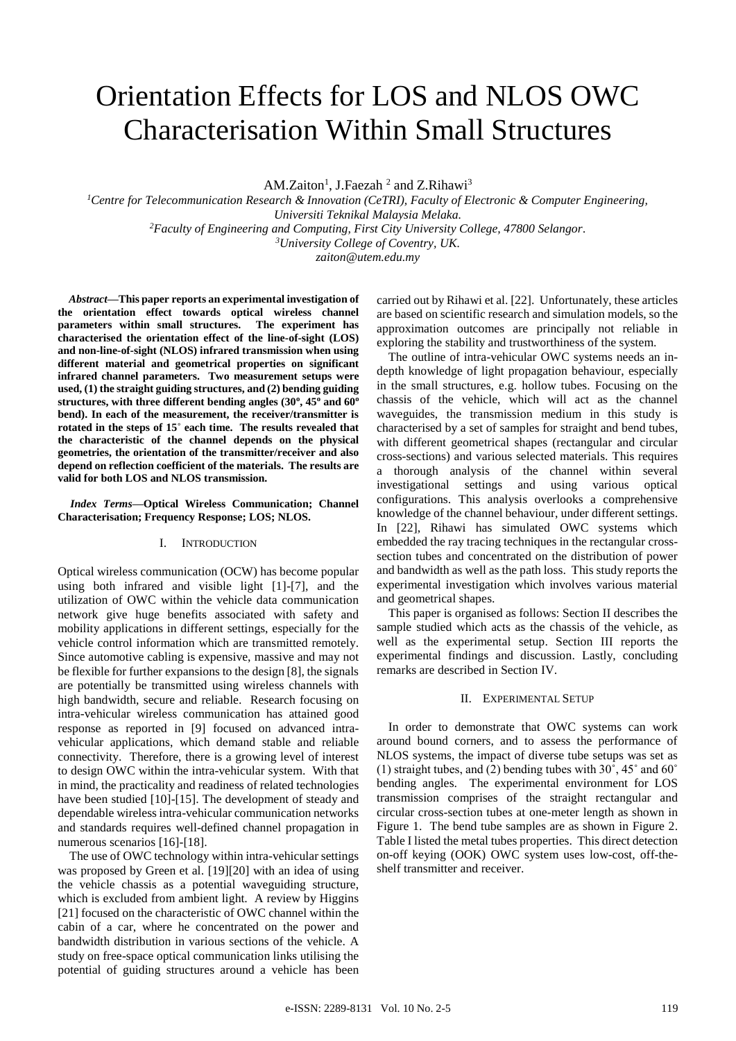# Orientation Effects for LOS and NLOS OWC Characterisation Within Small Structures

AM.Zaiton[1], J.Faezah [2] and Z.Rihawi[3]

[1]*Centre for Telecommunication Research & Innovation (CeTRI), Faculty of Electronic & Computer Engineering, Universiti Teknikal Malaysia Melaka.*
[2]*Faculty of Engineering and Computing, First City University College, 47800 Selangor.*
[3]*University College of Coventry, UK.*
*zaiton@utem.edu.my*

***Abstract*—This paper reports an experimental investigation of the orientation effect towards optical wireless channel parameters within small structures. The experiment has characterised the orientation effect of the line-of-sight (LOS) and non-line-of-sight (NLOS) infrared transmission when using different material and geometrical properties on significant infrared channel parameters. Two measurement setups were used, (1) the straight guiding structures, and (2) bending guiding structures, with three different bending angles (30º, 45º and 60º bend). In each of the measurement, the receiver/transmitter is rotated in the steps of 15˚ each time. The results revealed that the characteristic of the channel depends on the physical geometries, the orientation of the transmitter/receiver and also depend on reflection coefficient of the materials. The results are valid for both LOS and NLOS transmission.**

***Index Terms*—Optical Wireless Communication; Channel Characterisation; Frequency Response; LOS; NLOS.**

## I. INTRODUCTION

Optical wireless communication (OCW) has become popular using both infrared and visible light [1]-[7], and the utilization of OWC within the vehicle data communication network give huge benefits associated with safety and mobility applications in different settings, especially for the vehicle control information which are transmitted remotely. Since automotive cabling is expensive, massive and may not be flexible for further expansions to the design [8], the signals are potentially be transmitted using wireless channels with high bandwidth, secure and reliable. Research focusing on intra-vehicular wireless communication has attained good response as reported in [9] focused on advanced intra-vehicular applications, which demand stable and reliable connectivity. Therefore, there is a growing level of interest to design OWC within the intra-vehicular system. With that in mind, the practicality and readiness of related technologies have been studied [10]-[15]. The development of steady and dependable wireless intra-vehicular communication networks and standards requires well-defined channel propagation in numerous scenarios [16]-[18].

The use of OWC technology within intra-vehicular settings was proposed by Green et al. [19][20] with an idea of using the vehicle chassis as a potential waveguiding structure, which is excluded from ambient light. A review by Higgins [21] focused on the characteristic of OWC channel within the cabin of a car, where he concentrated on the power and bandwidth distribution in various sections of the vehicle. A study on free-space optical communication links utilising the potential of guiding structures around a vehicle has been carried out by Rihawi et al. [22]. Unfortunately, these articles are based on scientific research and simulation models, so the approximation outcomes are principally not reliable in exploring the stability and trustworthiness of the system.

The outline of intra-vehicular OWC systems needs an in-depth knowledge of light propagation behaviour, especially in the small structures, e.g. hollow tubes. Focusing on the chassis of the vehicle, which will act as the channel waveguides, the transmission medium in this study is characterised by a set of samples for straight and bend tubes, with different geometrical shapes (rectangular and circular cross-sections) and various selected materials. This requires a thorough analysis of the channel within several investigational settings and using various optical configurations. This analysis overlooks a comprehensive knowledge of the channel behaviour, under different settings. In [22], Rihawi has simulated OWC systems which embedded the ray tracing techniques in the rectangular cross-section tubes and concentrated on the distribution of power and bandwidth as well as the path loss. This study reports the experimental investigation which involves various material and geometrical shapes.

This paper is organised as follows: Section II describes the sample studied which acts as the chassis of the vehicle, as well as the experimental setup. Section III reports the experimental findings and discussion. Lastly, concluding remarks are described in Section IV.

## II. EXPERIMENTAL SETUP

In order to demonstrate that OWC systems can work around bound corners, and to assess the performance of NLOS systems, the impact of diverse tube setups was set as (1) straight tubes, and (2) bending tubes with 30˚, 45˚ and 60˚ bending angles. The experimental environment for LOS transmission comprises of the straight rectangular and circular cross-section tubes at one-meter length as shown in Figure 1. The bend tube samples are as shown in Figure 2. Table I listed the metal tubes properties. This direct detection on-off keying (OOK) OWC system uses low-cost, off-the-shelf transmitter and receiver.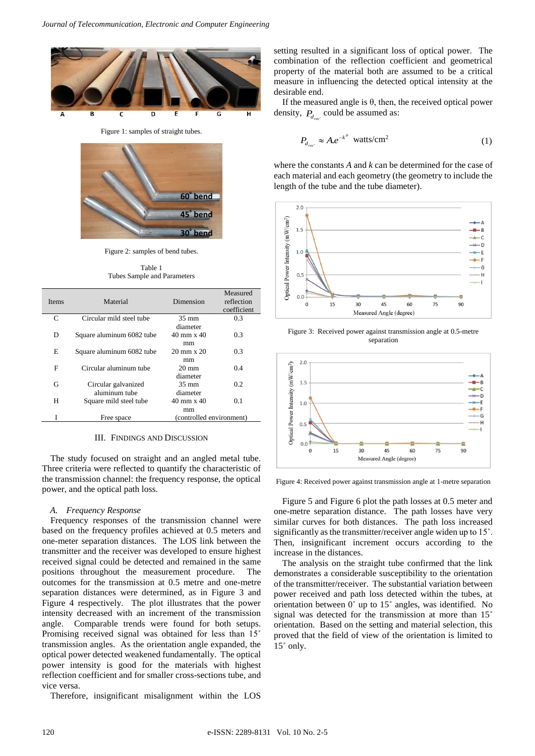Figure 1: samples of straight tubes.

Figure 2: samples of bend tubes.

Table 1
Tubes Sample and Parameters

| Items | Material | Dimension | Measured reflection coefficient |
|---|---|---|---|
| C | Circular mild steel tube | 35 mm diameter | 0.3 |
| D | Square aluminum 6082 tube | 40 mm x 40 mm | 0.3 |
| E | Square aluminum 6082 tube | 20 mm x 20 mm | 0.3 |
| F | Circular aluminum tube | 20 mm diameter | 0.4 |
| G | Circular galvanized aluminum tube | 35 mm diameter | 0.2 |
| H | Square mild steel tube | 40 mm x 40 mm | 0.1 |
| I | Free space | (controlled environment) | |

## III. Findings and Discussion

The study focused on straight and an angled metal tube. Three criteria were reflected to quantify the characteristic of the transmission channel: the frequency response, the optical power, and the optical path loss.

### A. *Frequency Response*

Frequency responses of the transmission channel were based on the frequency profiles achieved at 0.5 meters and one-meter separation distances. The LOS link between the transmitter and the receiver was developed to ensure highest received signal could be detected and remained in the same positions throughout the measurement procedure. The outcomes for the transmission at 0.5 metre and one-metre separation distances were determined, as in Figure 3 and Figure 4 respectively. The plot illustrates that the power intensity decreased with an increment of the transmission angle. Comparable trends were found for both setups. Promising received signal was obtained for less than 15˚ transmission angles. As the orientation angle expanded, the optical power detected weakened fundamentally. The optical power intensity is good for the materials with highest reflection coefficient and for smaller cross-sections tube, and vice versa.

Therefore, insignificant misalignment within the LOS setting resulted in a significant loss of optical power. The combination of the reflection coefficient and geometrical property of the material both are assumed to be a critical measure in influencing the detected optical intensity at the desirable end.

If the measured angle is θ, then, the received optical power density, $P_{d_{rec}}$ could be assumed as:

$$P_{d_{rec}} \approx A.e^{-k^{\theta}} \text{ watts/cm}^2 \tag{1}$$

where the constants $A$ and $k$ can be determined for the case of each material and each geometry (the geometry to include the length of the tube and the tube diameter).

Figure 3: Received power against transmission angle at 0.5-metre separation

Figure 4: Received power against transmission angle at 1-metre separation

Figure 5 and Figure 6 plot the path losses at 0.5 meter and one-metre separation distance. The path losses have very similar curves for both distances. The path losses increased significantly as the transmitter/receiver angle widen up to 15˚. Then, insignificant increment occurs according to the increase in the distances.

The analysis on the straight tube confirmed that the link demonstrates a considerable susceptibility to the orientation of the transmitter/receiver. The substantial variation between power received and path loss detected within the tubes, at orientation between 0˚ up to 15˚ angles, was identified. No signal was detected for the transmission at more than 15˚ orientation. Based on the setting and material selection, this proved that the field of view of the orientation is limited to 15˚ only.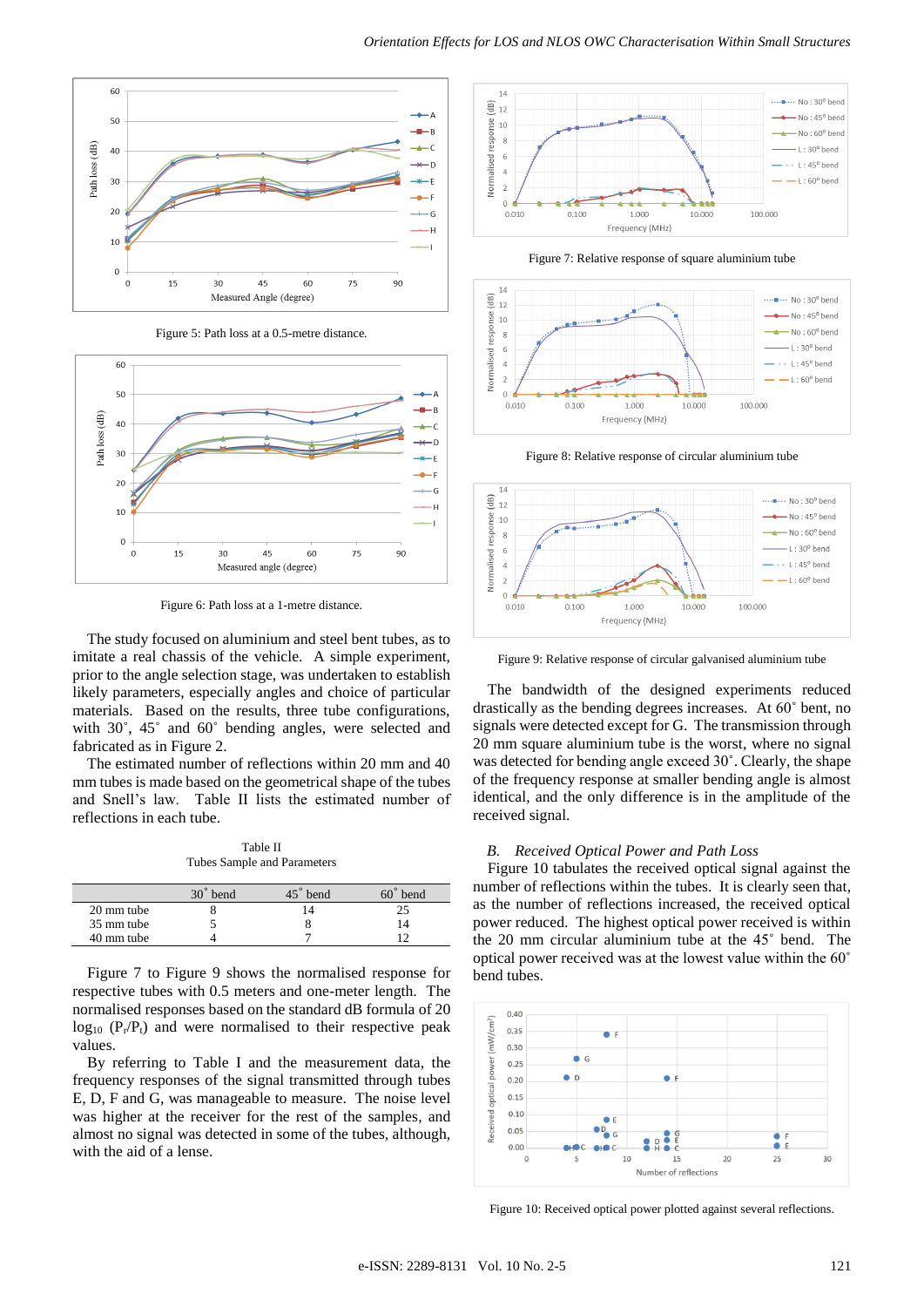Figure 5: Path loss at a 0.5-metre distance.

Figure 6: Path loss at a 1-metre distance.

The study focused on aluminium and steel bent tubes, as to imitate a real chassis of the vehicle. A simple experiment, prior to the angle selection stage, was undertaken to establish likely parameters, especially angles and choice of particular materials. Based on the results, three tube configurations, with 30˚, 45˚ and 60˚ bending angles, were selected and fabricated as in Figure 2.

The estimated number of reflections within 20 mm and 40 mm tubes is made based on the geometrical shape of the tubes and Snell's law. Table II lists the estimated number of reflections in each tube.

Table II
Tubes Sample and Parameters

| | 30˚ bend | 45˚ bend | 60˚ bend |
|---|---|---|---|
| 20 mm tube | 8 | 14 | 25 |
| 35 mm tube | 5 | 8 | 14 |
| 40 mm tube | 4 | 7 | 12 |

Figure 7 to Figure 9 shows the normalised response for respective tubes with 0.5 meters and one-meter length. The normalised responses based on the standard dB formula of 20 $\log_{10}(P_r/P_t)$ and were normalised to their respective peak values.

By referring to Table I and the measurement data, the frequency responses of the signal transmitted through tubes E, D, F and G, was manageable to measure. The noise level was higher at the receiver for the rest of the samples, and almost no signal was detected in some of the tubes, although, with the aid of a lense.

Figure 7: Relative response of square aluminium tube

Figure 8: Relative response of circular aluminium tube

Figure 9: Relative response of circular galvanised aluminium tube

The bandwidth of the designed experiments reduced drastically as the bending degrees increases. At 60˚ bent, no signals were detected except for G. The transmission through 20 mm square aluminium tube is the worst, where no signal was detected for bending angle exceed 30˚. Clearly, the shape of the frequency response at smaller bending angle is almost identical, and the only difference is in the amplitude of the received signal.

### B. *Received Optical Power and Path Loss*

Figure 10 tabulates the received optical signal against the number of reflections within the tubes. It is clearly seen that, as the number of reflections increased, the received optical power reduced. The highest optical power received is within the 20 mm circular aluminium tube at the 45˚ bend. The optical power received was at the lowest value within the 60˚ bend tubes.

Figure 10: Received optical power plotted against several reflections.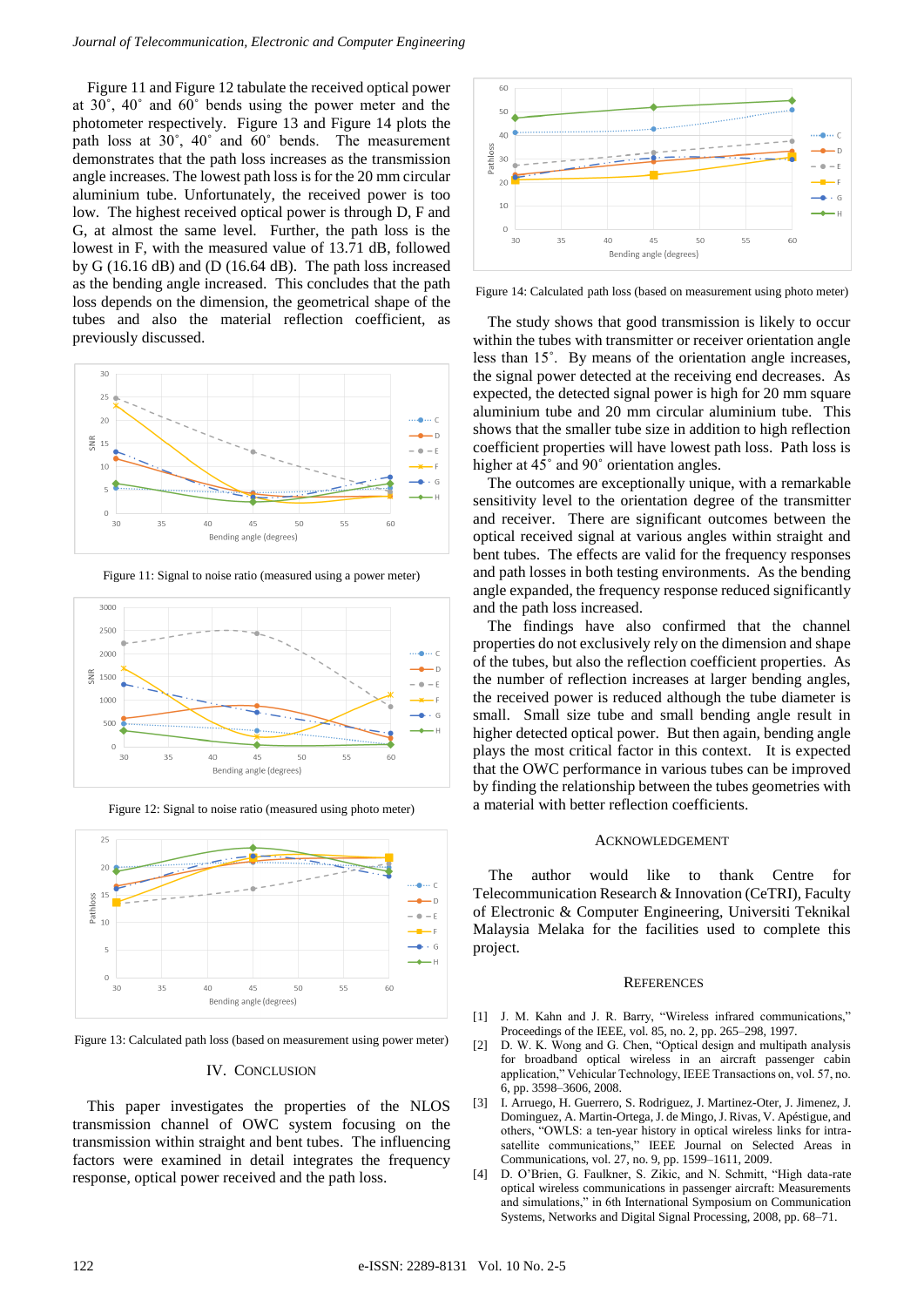Figure 11 and Figure 12 tabulate the received optical power at 30˚, 40˚ and 60˚ bends using the power meter and the photometer respectively. Figure 13 and Figure 14 plots the path loss at 30˚, 40˚ and 60˚ bends. The measurement demonstrates that the path loss increases as the transmission angle increases. The lowest path loss is for the 20 mm circular aluminium tube. Unfortunately, the received power is too low. The highest received optical power is through D, F and G, at almost the same level. Further, the path loss is the lowest in F, with the measured value of 13.71 dB, followed by G (16.16 dB) and (D (16.64 dB). The path loss increased as the bending angle increased. This concludes that the path loss depends on the dimension, the geometrical shape of the tubes and also the material reflection coefficient, as previously discussed.

Figure 11: Signal to noise ratio (measured using a power meter)

Figure 12: Signal to noise ratio (measured using photo meter)

Figure 13: Calculated path loss (based on measurement using power meter)

## IV. Conclusion

This paper investigates the properties of the NLOS transmission channel of OWC system focusing on the transmission within straight and bent tubes. The influencing factors were examined in detail integrates the frequency response, optical power received and the path loss.

Figure 14: Calculated path loss (based on measurement using photo meter)

The study shows that good transmission is likely to occur within the tubes with transmitter or receiver orientation angle less than 15˚. By means of the orientation angle increases, the signal power detected at the receiving end decreases. As expected, the detected signal power is high for 20 mm square aluminium tube and 20 mm circular aluminium tube. This shows that the smaller tube size in addition to high reflection coefficient properties will have lowest path loss. Path loss is higher at 45˚ and 90˚ orientation angles.

The outcomes are exceptionally unique, with a remarkable sensitivity level to the orientation degree of the transmitter and receiver. There are significant outcomes between the optical received signal at various angles within straight and bent tubes. The effects are valid for the frequency responses and path losses in both testing environments. As the bending angle expanded, the frequency response reduced significantly and the path loss increased.

The findings have also confirmed that the channel properties do not exclusively rely on the dimension and shape of the tubes, but also the reflection coefficient properties. As the number of reflection increases at larger bending angles, the received power is reduced although the tube diameter is small. Small size tube and small bending angle result in higher detected optical power. But then again, bending angle plays the most critical factor in this context. It is expected that the OWC performance in various tubes can be improved by finding the relationship between the tubes geometries with a material with better reflection coefficients.

## Acknowledgement

The author would like to thank Centre for Telecommunication Research & Innovation (CeTRI), Faculty of Electronic & Computer Engineering, Universiti Teknikal Malaysia Melaka for the facilities used to complete this project.

## References

[1] J. M. Kahn and J. R. Barry, "Wireless infrared communications," Proceedings of the IEEE, vol. 85, no. 2, pp. 265–298, 1997.

[2] D. W. K. Wong and G. Chen, "Optical design and multipath analysis for broadband optical wireless in an aircraft passenger cabin application," Vehicular Technology, IEEE Transactions on, vol. 57, no. 6, pp. 3598–3606, 2008.

[3] I. Arruego, H. Guerrero, S. Rodriguez, J. Martinez-Oter, J. Jimenez, J. Dominguez, A. Martin-Ortega, J. de Mingo, J. Rivas, V. Apéstigue, and others, "OWLS: a ten-year history in optical wireless links for intra-satellite communications," IEEE Journal on Selected Areas in Communications, vol. 27, no. 9, pp. 1599–1611, 2009.

[4] D. O'Brien, G. Faulkner, S. Zikic, and N. Schmitt, "High data-rate optical wireless communications in passenger aircraft: Measurements and simulations," in 6th International Symposium on Communication Systems, Networks and Digital Signal Processing, 2008, pp. 68–71.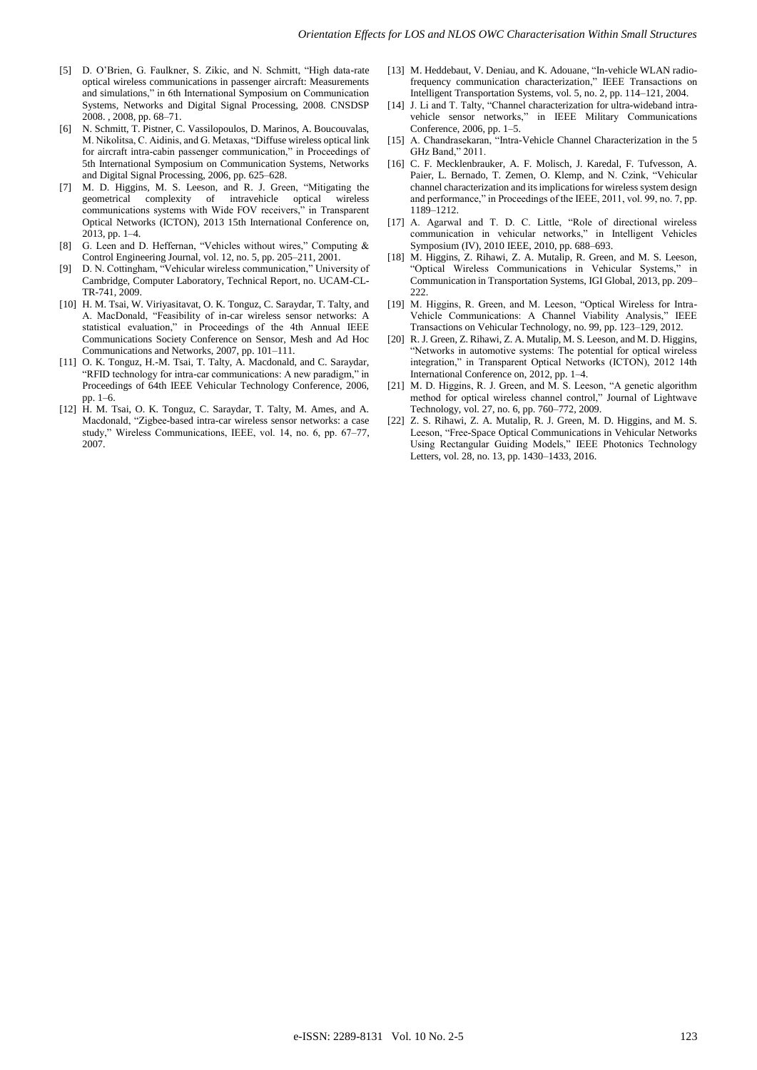[5] D. O'Brien, G. Faulkner, S. Zikic, and N. Schmitt, "High data-rate optical wireless communications in passenger aircraft: Measurements and simulations," in 6th International Symposium on Communication Systems, Networks and Digital Signal Processing, 2008. CNSDSP 2008. , 2008, pp. 68–71.

[6] N. Schmitt, T. Pistner, C. Vassilopoulos, D. Marinos, A. Boucouvalas, M. Nikolitsa, C. Aidinis, and G. Metaxas, "Diffuse wireless optical link for aircraft intra-cabin passenger communication," in Proceedings of 5th International Symposium on Communication Systems, Networks and Digital Signal Processing, 2006, pp. 625–628.

[7] M. D. Higgins, M. S. Leeson, and R. J. Green, "Mitigating the geometrical complexity of intravehicle optical wireless communications systems with Wide FOV receivers," in Transparent Optical Networks (ICTON), 2013 15th International Conference on, 2013, pp. 1–4.

[8] G. Leen and D. Heffernan, "Vehicles without wires," Computing & Control Engineering Journal, vol. 12, no. 5, pp. 205–211, 2001.

[9] D. N. Cottingham, "Vehicular wireless communication," University of Cambridge, Computer Laboratory, Technical Report, no. UCAM-CL-TR-741, 2009.

[10] H. M. Tsai, W. Viriyasitavat, O. K. Tonguz, C. Saraydar, T. Talty, and A. MacDonald, "Feasibility of in-car wireless sensor networks: A statistical evaluation," in Proceedings of the 4th Annual IEEE Communications Society Conference on Sensor, Mesh and Ad Hoc Communications and Networks, 2007, pp. 101–111.

[11] O. K. Tonguz, H.-M. Tsai, T. Talty, A. Macdonald, and C. Saraydar, "RFID technology for intra-car communications: A new paradigm," in Proceedings of 64th IEEE Vehicular Technology Conference, 2006, pp. 1–6.

[12] H. M. Tsai, O. K. Tonguz, C. Saraydar, T. Talty, M. Ames, and A. Macdonald, "Zigbee-based intra-car wireless sensor networks: a case study," Wireless Communications, IEEE, vol. 14, no. 6, pp. 67–77, 2007.

[13] M. Heddebaut, V. Deniau, and K. Adouane, "In-vehicle WLAN radio-frequency communication characterization," IEEE Transactions on Intelligent Transportation Systems, vol. 5, no. 2, pp. 114–121, 2004.

[14] J. Li and T. Talty, "Channel characterization for ultra-wideband intra-vehicle sensor networks," in IEEE Military Communications Conference, 2006, pp. 1–5.

[15] A. Chandrasekaran, "Intra-Vehicle Channel Characterization in the 5 GHz Band," 2011.

[16] C. F. Mecklenbrauker, A. F. Molisch, J. Karedal, F. Tufvesson, A. Paier, L. Bernado, T. Zemen, O. Klemp, and N. Czink, "Vehicular channel characterization and its implications for wireless system design and performance," in Proceedings of the IEEE, 2011, vol. 99, no. 7, pp. 1189–1212.

[17] A. Agarwal and T. D. C. Little, "Role of directional wireless communication in vehicular networks," in Intelligent Vehicles Symposium (IV), 2010 IEEE, 2010, pp. 688–693.

[18] M. Higgins, Z. Rihawi, Z. A. Mutalip, R. Green, and M. S. Leeson, "Optical Wireless Communications in Vehicular Systems," in Communication in Transportation Systems, IGI Global, 2013, pp. 209–222.

[19] M. Higgins, R. Green, and M. Leeson, "Optical Wireless for Intra-Vehicle Communications: A Channel Viability Analysis," IEEE Transactions on Vehicular Technology, no. 99, pp. 123–129, 2012.

[20] R. J. Green, Z. Rihawi, Z. A. Mutalip, M. S. Leeson, and M. D. Higgins, "Networks in automotive systems: The potential for optical wireless integration," in Transparent Optical Networks (ICTON), 2012 14th International Conference on, 2012, pp. 1–4.

[21] M. D. Higgins, R. J. Green, and M. S. Leeson, "A genetic algorithm method for optical wireless channel control," Journal of Lightwave Technology, vol. 27, no. 6, pp. 760–772, 2009.

[22] Z. S. Rihawi, Z. A. Mutalip, R. J. Green, M. D. Higgins, and M. S. Leeson, "Free-Space Optical Communications in Vehicular Networks Using Rectangular Guiding Models," IEEE Photonics Technology Letters, vol. 28, no. 13, pp. 1430–1433, 2016.